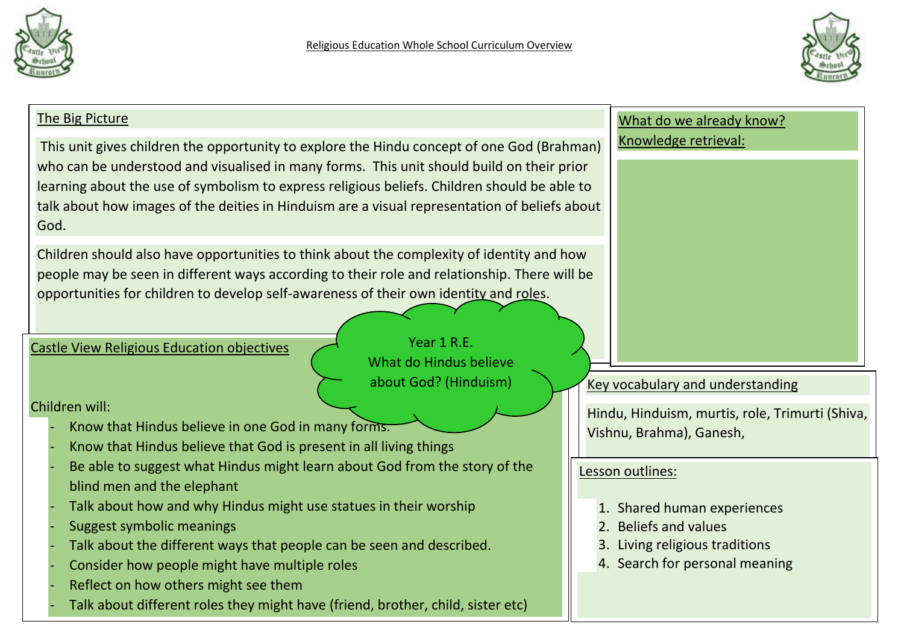# Religious Education Whole School Curriculum Overview

## Year 1 R.E. What do Hindus believe about God? (Hinduism)

### The Big Picture

This unit gives children the opportunity to explore the Hindu concept of one God (Brahman) who can be understood and visualised in many forms. This unit should build on their prior learning about the use of symbolism to express religious beliefs. Children should be able to talk about how images of the deities in Hinduism are a visual representation of beliefs about God.

Children should also have opportunities to think about the complexity of identity and how people may be seen in different ways according to their role and relationship. There will be opportunities for children to develop self-awareness of their own identity and roles.

### What do we already know? Knowledge retrieval:

### Castle View Religious Education objectives

Children will:

- Know that Hindus believe in one God in many forms.
- Know that Hindus believe that God is present in all living things
- Be able to suggest what Hindus might learn about God from the story of the blind men and the elephant
- Talk about how and why Hindus might use statues in their worship
- Suggest symbolic meanings
- Talk about the different ways that people can be seen and described.
- Consider how people might have multiple roles
- Reflect on how others might see them
- Talk about different roles they might have (friend, brother, child, sister etc)

### Key vocabulary and understanding

Hindu, Hinduism, murtis, role, Trimurti (Shiva, Vishnu, Brahma), Ganesh,

### Lesson outlines:

1. Shared human experiences
2. Beliefs and values
3. Living religious traditions
4. Search for personal meaning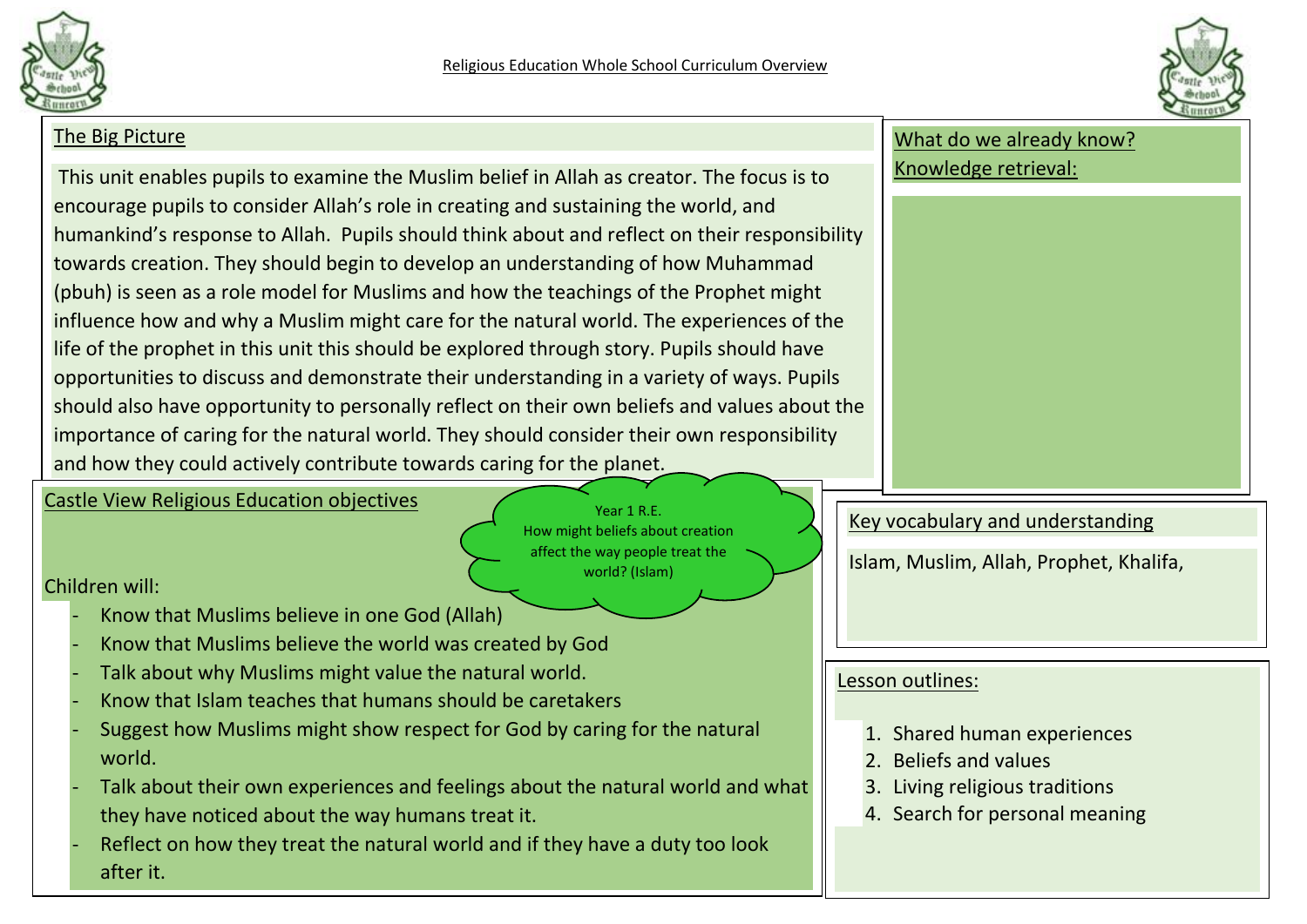Religious Education Whole School Curriculum Overview

## The Big Picture

This unit enables pupils to examine the Muslim belief in Allah as creator. The focus is to encourage pupils to consider Allah's role in creating and sustaining the world, and humankind's response to Allah. Pupils should think about and reflect on their responsibility towards creation. They should begin to develop an understanding of how Muhammad (pbuh) is seen as a role model for Muslims and how the teachings of the Prophet might influence how and why a Muslim might care for the natural world. The experiences of the life of the prophet in this unit this should be explored through story. Pupils should have opportunities to discuss and demonstrate their understanding in a variety of ways. Pupils should also have opportunity to personally reflect on their own beliefs and values about the importance of caring for the natural world. They should consider their own responsibility and how they could actively contribute towards caring for the planet.

## What do we already know?

Knowledge retrieval:

## Castle View Religious Education objectives

Year 1 R.E.
How might beliefs about creation affect the way people treat the world? (Islam)

Children will:

- Know that Muslims believe in one God (Allah)
- Know that Muslims believe the world was created by God
- Talk about why Muslims might value the natural world.
- Know that Islam teaches that humans should be caretakers
- Suggest how Muslims might show respect for God by caring for the natural world.
- Talk about their own experiences and feelings about the natural world and what they have noticed about the way humans treat it.
- Reflect on how they treat the natural world and if they have a duty too look after it.

## Key vocabulary and understanding

Islam, Muslim, Allah, Prophet, Khalifa,

## Lesson outlines:

1. Shared human experiences
2. Beliefs and values
3. Living religious traditions
4. Search for personal meaning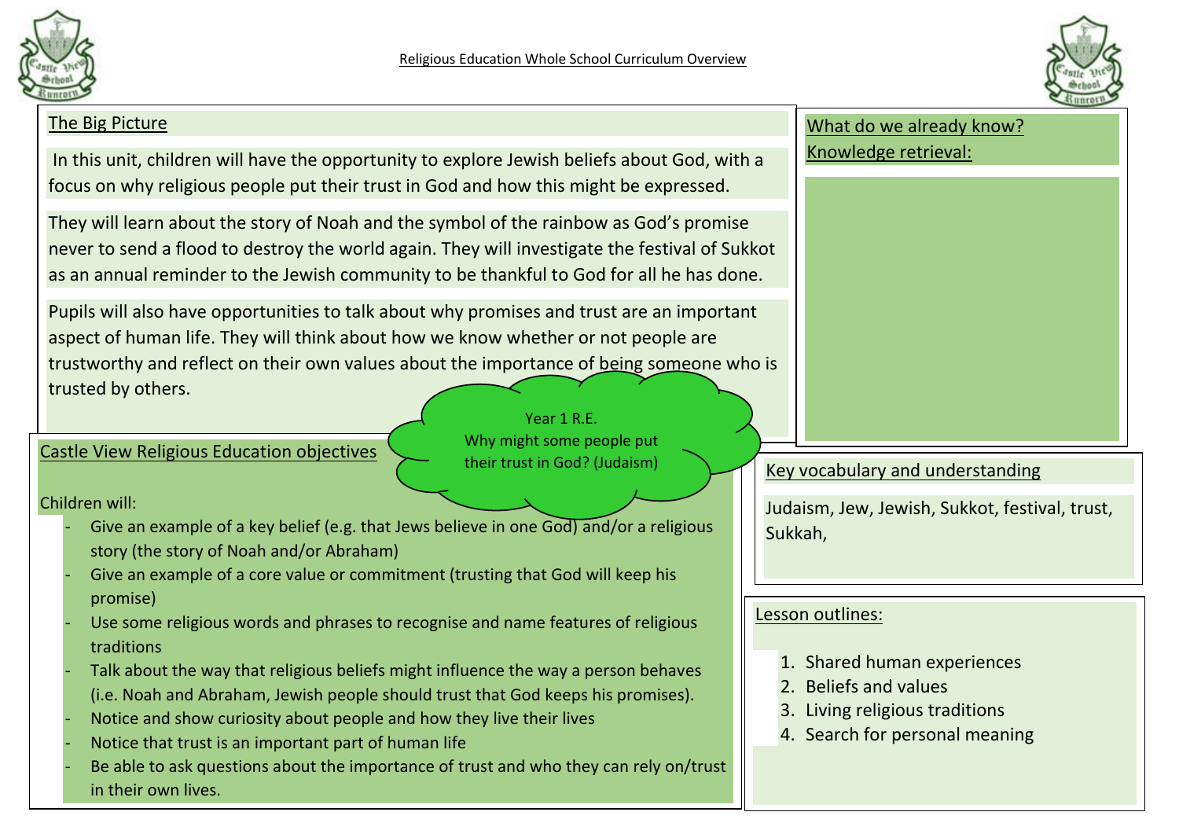# Religious Education Whole School Curriculum Overview

## The Big Picture

In this unit, children will have the opportunity to explore Jewish beliefs about God, with a focus on why religious people put their trust in God and how this might be expressed.

They will learn about the story of Noah and the symbol of the rainbow as God's promise never to send a flood to destroy the world again. They will investigate the festival of Sukkot as an annual reminder to the Jewish community to be thankful to God for all he has done.

Pupils will also have opportunities to talk about why promises and trust are an important aspect of human life. They will think about how we know whether or not people are trustworthy and reflect on their own values about the importance of being someone who is trusted by others.

Year 1 R.E.
Why might some people put their trust in God? (Judaism)

## Castle View Religious Education objectives

Children will:

- Give an example of a key belief (e.g. that Jews believe in one God) and/or a religious story (the story of Noah and/or Abraham)
- Give an example of a core value or commitment (trusting that God will keep his promise)
- Use some religious words and phrases to recognise and name features of religious traditions
- Talk about the way that religious beliefs might influence the way a person behaves (i.e. Noah and Abraham, Jewish people should trust that God keeps his promises).
- Notice and show curiosity about people and how they live their lives
- Notice that trust is an important part of human life
- Be able to ask questions about the importance of trust and who they can rely on/trust in their own lives.

## What do we already know?

## Knowledge retrieval:

## Key vocabulary and understanding

Judaism, Jew, Jewish, Sukkot, festival, trust, Sukkah,

## Lesson outlines:

1. Shared human experiences
2. Beliefs and values
3. Living religious traditions
4. Search for personal meaning